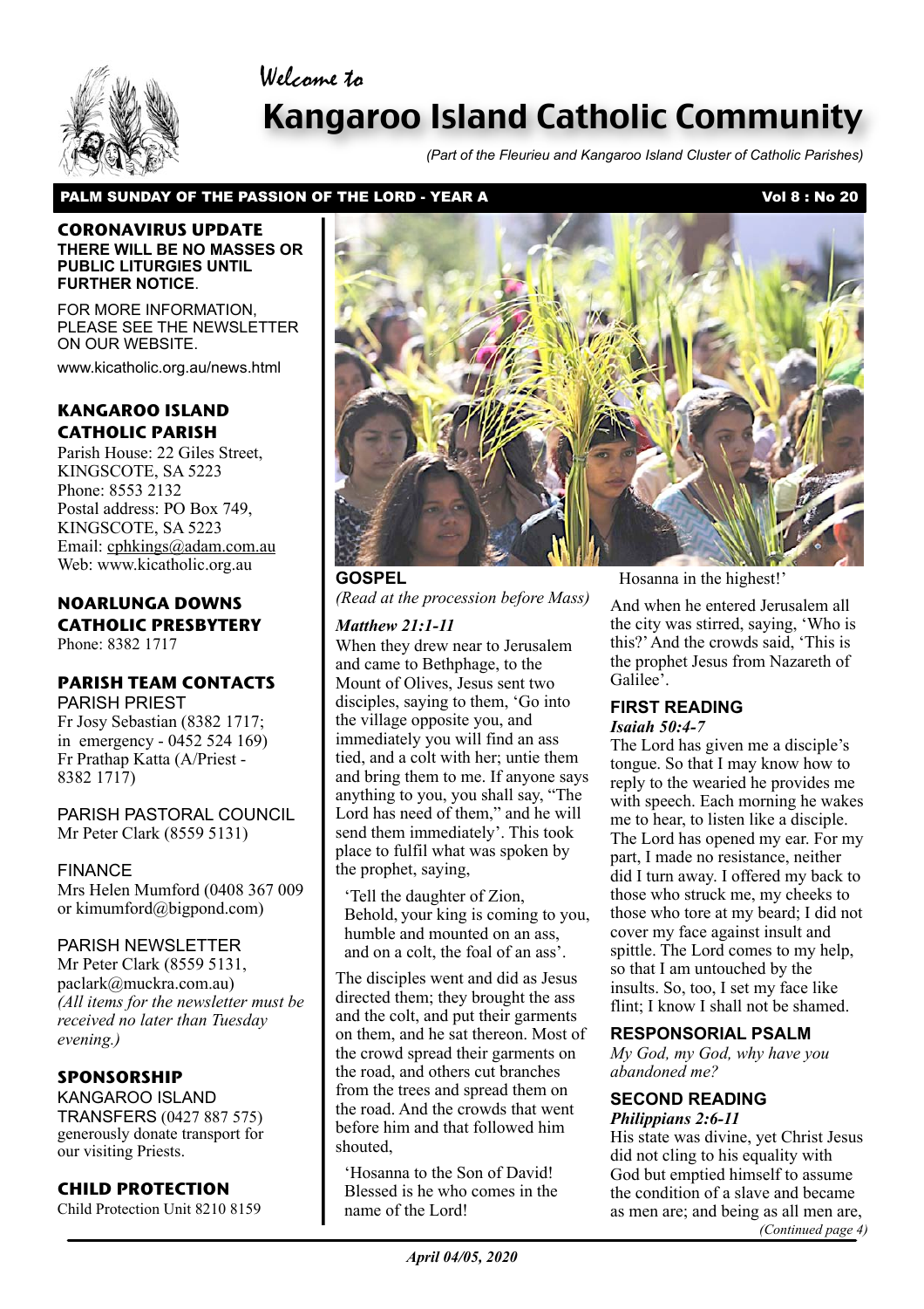Welcome to

# Kangaroo Island Catholic Community

*(Part of the Fleurieu and Kangaroo Island Cluster of Catholic Parishes)*

**PALM SUNDAY OF THE PASSION OF THE LORD - YEAR A** **Vol 8 : No 20**

## CORONAVIRUS UPDATE

**THERE WILL BE NO MASSES OR PUBLIC LITURGIES UNTIL FURTHER NOTICE**.

FOR MORE INFORMATION, PLEASE SEE THE NEWSLETTER ON OUR WEBSITE.

www.kicatholic.org.au/news.html

## KANGAROO ISLAND CATHOLIC PARISH

Parish House: 22 Giles Street, KINGSCOTE, SA 5223
Phone: 8553 2132
Postal address: PO Box 749, KINGSCOTE, SA 5223
Email: cphkings@adam.com.au
Web: www.kicatholic.org.au

## NOARLUNGA DOWNS CATHOLIC PRESBYTERY

Phone: 8382 1717

## PARISH TEAM CONTACTS

PARISH PRIEST
Fr Josy Sebastian (8382 1717; in emergency - 0452 524 169)
Fr Prathap Katta (A/Priest - 8382 1717)

PARISH PASTORAL COUNCIL
Mr Peter Clark (8559 5131)

FINANCE
Mrs Helen Mumford (0408 367 009 or kimumford@bigpond.com)

PARISH NEWSLETTER
Mr Peter Clark (8559 5131, paclark@muckra.com.au)
*(All items for the newsletter must be received no later than Tuesday evening.)*

## SPONSORSHIP

KANGAROO ISLAND TRANSFERS (0427 887 575) generously donate transport for our visiting Priests.

## CHILD PROTECTION

Child Protection Unit 8210 8159

### GOSPEL

*(Read at the procession before Mass)*

***Matthew 21:1-11***

When they drew near to Jerusalem and came to Bethphage, to the Mount of Olives, Jesus sent two disciples, saying to them, 'Go into the village opposite you, and immediately you will find an ass tied, and a colt with her; untie them and bring them to me. If anyone says anything to you, you shall say, "The Lord has need of them," and he will send them immediately'. This took place to fulfil what was spoken by the prophet, saying,

'Tell the daughter of Zion,
Behold, your king is coming to you,
humble and mounted on an ass,
and on a colt, the foal of an ass'.

The disciples went and did as Jesus directed them; they brought the ass and the colt, and put their garments on them, and he sat thereon. Most of the crowd spread their garments on the road, and others cut branches from the trees and spread them on the road. And the crowds that went before him and that followed him shouted,

'Hosanna to the Son of David!
Blessed is he who comes in the name of the Lord!
Hosanna in the highest!'

And when he entered Jerusalem all the city was stirred, saying, 'Who is this?' And the crowds said, 'This is the prophet Jesus from Nazareth of Galilee'.

### FIRST READING

***Isaiah 50:4-7***

The Lord has given me a disciple's tongue. So that I may know how to reply to the wearied he provides me with speech. Each morning he wakes me to hear, to listen like a disciple. The Lord has opened my ear. For my part, I made no resistance, neither did I turn away. I offered my back to those who struck me, my cheeks to those who tore at my beard; I did not cover my face against insult and spittle. The Lord comes to my help, so that I am untouched by the insults. So, too, I set my face like flint; I know I shall not be shamed.

### RESPONSORIAL PSALM

*My God, my God, why have you abandoned me?*

### SECOND READING

***Philippians 2:6-11***

His state was divine, yet Christ Jesus did not cling to his equality with God but emptied himself to assume the condition of a slave and became as men are; and being as all men are,

*(Continued page 4)*

*April 04/05, 2020*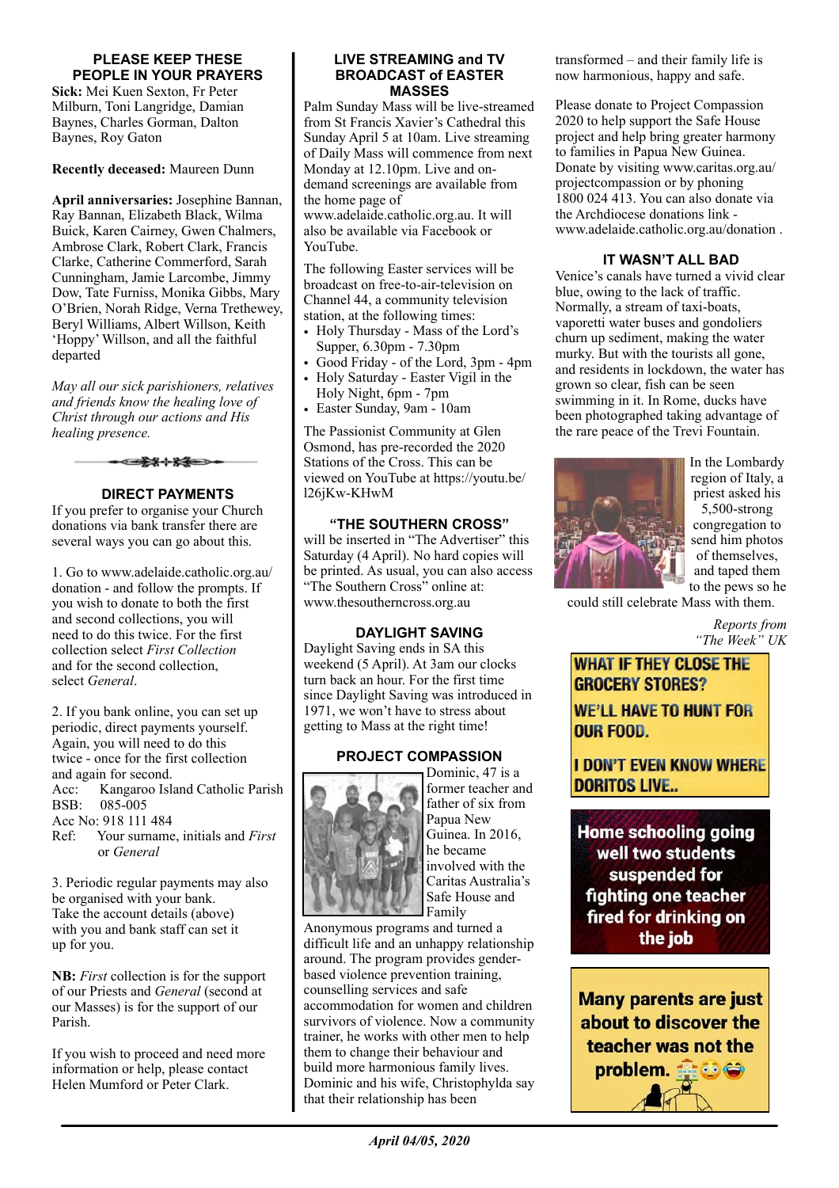## PLEASE KEEP THESE PEOPLE IN YOUR PRAYERS

**Sick:** Mei Kuen Sexton, Fr Peter Milburn, Toni Langridge, Damian Baynes, Charles Gorman, Dalton Baynes, Roy Gaton

**Recently deceased:** Maureen Dunn

**April anniversaries:** Josephine Bannan, Ray Bannan, Elizabeth Black, Wilma Buick, Karen Cairney, Gwen Chalmers, Ambrose Clark, Robert Clark, Francis Clarke, Catherine Commerford, Sarah Cunningham, Jamie Larcombe, Jimmy Dow, Tate Furniss, Monika Gibbs, Mary O'Brien, Norah Ridge, Verna Trethewey, Beryl Williams, Albert Willson, Keith 'Hoppy' Willson, and all the faithful departed

*May all our sick parishioners, relatives and friends know the healing love of Christ through our actions and His healing presence.*

## DIRECT PAYMENTS

If you prefer to organise your Church donations via bank transfer there are several ways you can go about this.

1. Go to www.adelaide.catholic.org.au/donation - and follow the prompts. If you wish to donate to both the first and second collections, you will need to do this twice. For the first collection select *First Collection* and for the second collection, select *General*.

2. If you bank online, you can set up periodic, direct payments yourself. Again, you will need to do this twice - once for the first collection and again for second.
Acc: Kangaroo Island Catholic Parish
BSB: 085-005
Acc No: 918 111 484
Ref: Your surname, initials and *First* or *General*

3. Periodic regular payments may also be organised with your bank. Take the account details (above) with you and bank staff can set it up for you.

**NB:** *First* collection is for the support of our Priests and *General* (second at our Masses) is for the support of our Parish.

If you wish to proceed and need more information or help, please contact Helen Mumford or Peter Clark.

## LIVE STREAMING and TV BROADCAST of EASTER MASSES

Palm Sunday Mass will be live-streamed from St Francis Xavier's Cathedral this Sunday April 5 at 10am. Live streaming of Daily Mass will commence from next Monday at 12.10pm. Live and on-demand screenings are available from the home page of www.adelaide.catholic.org.au. It will also be available via Facebook or YouTube.

The following Easter services will be broadcast on free-to-air-television on Channel 44, a community television station, at the following times:

- Holy Thursday - Mass of the Lord's Supper, 6.30pm - 7.30pm
- Good Friday - of the Lord, 3pm - 4pm
- Holy Saturday - Easter Vigil in the Holy Night, 6pm - 7pm
- Easter Sunday, 9am - 10am

The Passionist Community at Glen Osmond, has pre-recorded the 2020 Stations of the Cross. This can be viewed on YouTube at https://youtu.be/l26jKw-KHwM

## "THE SOUTHERN CROSS"

will be inserted in "The Advertiser" this Saturday (4 April). No hard copies will be printed. As usual, you can also access "The Southern Cross" online at: www.thesoutherncross.org.au

## DAYLIGHT SAVING

Daylight Saving ends in SA this weekend (5 April). At 3am our clocks turn back an hour. For the first time since Daylight Saving was introduced in 1971, we won't have to stress about getting to Mass at the right time!

## PROJECT COMPASSION

Dominic, 47 is a former teacher and father of six from Papua New Guinea. In 2016, he became involved with the Caritas Australia's Safe House and Family Anonymous programs and turned a difficult life and an unhappy relationship around. The program provides gender-based violence prevention training, counselling services and safe accommodation for women and children survivors of violence. Now a community trainer, he works with other men to help them to change their behaviour and build more harmonious family lives. Dominic and his wife, Christophylda say that their relationship has been transformed – and their family life is now harmonious, happy and safe.

Please donate to Project Compassion 2020 to help support the Safe House project and help bring greater harmony to families in Papua New Guinea. Donate by visiting www.caritas.org.au/projectcompassion or by phoning 1800 024 413. You can also donate via the Archdiocese donations link - www.adelaide.catholic.org.au/donation .

## IT WASN'T ALL BAD

Venice's canals have turned a vivid clear blue, owing to the lack of traffic. Normally, a stream of taxi-boats, vaporetti water buses and gondoliers churn up sediment, making the water murky. But with the tourists all gone, and residents in lockdown, the water has grown so clear, fish can be seen swimming in it. In Rome, ducks have been photographed taking advantage of the rare peace of the Trevi Fountain.

In the Lombardy region of Italy, a priest asked his 5,500-strong congregation to send him photos of themselves, and taped them to the pews so he could still celebrate Mass with them.

*Reports from "The Week" UK*

WHAT IF THEY CLOSE THE GROCERY STORES?
WE'LL HAVE TO HUNT FOR OUR FOOD.
I DON'T EVEN KNOW WHERE DORITOS LIVE..

Home schooling going well two students suspended for fighting one teacher fired for drinking on the job

Many parents are just about to discover the teacher was not the problem.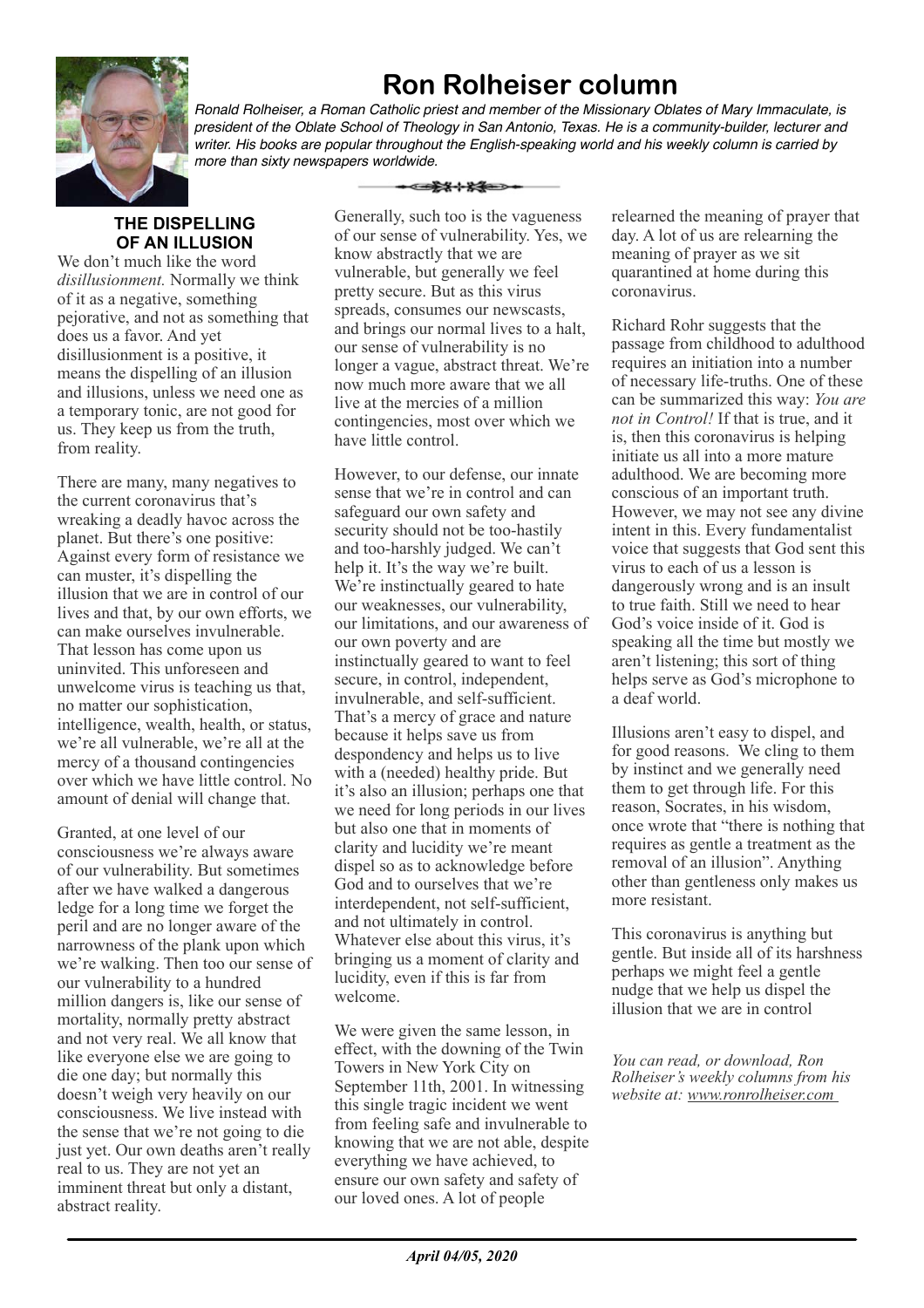# Ron Rolheiser column

*Ronald Rolheiser, a Roman Catholic priest and member of the Missionary Oblates of Mary Immaculate, is president of the Oblate School of Theology in San Antonio, Texas. He is a community-builder, lecturer and writer. His books are popular throughout the English-speaking world and his weekly column is carried by more than sixty newspapers worldwide.*

## THE DISPELLING OF AN ILLUSION

We don't much like the word *disillusionment.* Normally we think of it as a negative, something pejorative, and not as something that does us a favor. And yet disillusionment is a positive, it means the dispelling of an illusion and illusions, unless we need one as a temporary tonic, are not good for us. They keep us from the truth, from reality.

There are many, many negatives to the current coronavirus that's wreaking a deadly havoc across the planet. But there's one positive: Against every form of resistance we can muster, it's dispelling the illusion that we are in control of our lives and that, by our own efforts, we can make ourselves invulnerable. That lesson has come upon us uninvited. This unforeseen and unwelcome virus is teaching us that, no matter our sophistication, intelligence, wealth, health, or status, we're all vulnerable, we're all at the mercy of a thousand contingencies over which we have little control. No amount of denial will change that.

Granted, at one level of our consciousness we're always aware of our vulnerability. But sometimes after we have walked a dangerous ledge for a long time we forget the peril and are no longer aware of the narrowness of the plank upon which we're walking. Then too our sense of our vulnerability to a hundred million dangers is, like our sense of mortality, normally pretty abstract and not very real. We all know that like everyone else we are going to die one day; but normally this doesn't weigh very heavily on our consciousness. We live instead with the sense that we're not going to die just yet. Our own deaths aren't really real to us. They are not yet an imminent threat but only a distant, abstract reality.

Generally, such too is the vagueness of our sense of vulnerability. Yes, we know abstractly that we are vulnerable, but generally we feel pretty secure. But as this virus spreads, consumes our newscasts, and brings our normal lives to a halt, our sense of vulnerability is no longer a vague, abstract threat. We're now much more aware that we all live at the mercies of a million contingencies, most over which we have little control.

However, to our defense, our innate sense that we're in control and can safeguard our own safety and security should not be too-hastily and too-harshly judged. We can't help it. It's the way we're built. We're instinctually geared to hate our weaknesses, our vulnerability, our limitations, and our awareness of our own poverty and are instinctually geared to want to feel secure, in control, independent, invulnerable, and self-sufficient. That's a mercy of grace and nature because it helps save us from despondency and helps us to live with a (needed) healthy pride. But it's also an illusion; perhaps one that we need for long periods in our lives but also one that in moments of clarity and lucidity we're meant dispel so as to acknowledge before God and to ourselves that we're interdependent, not self-sufficient, and not ultimately in control. Whatever else about this virus, it's bringing us a moment of clarity and lucidity, even if this is far from welcome.

We were given the same lesson, in effect, with the downing of the Twin Towers in New York City on September 11th, 2001. In witnessing this single tragic incident we went from feeling safe and invulnerable to knowing that we are not able, despite everything we have achieved, to ensure our own safety and safety of our loved ones. A lot of people relearned the meaning of prayer that day. A lot of us are relearning the meaning of prayer as we sit quarantined at home during this coronavirus.

Richard Rohr suggests that the passage from childhood to adulthood requires an initiation into a number of necessary life-truths. One of these can be summarized this way: *You are not in Control!* If that is true, and it is, then this coronavirus is helping initiate us all into a more mature adulthood. We are becoming more conscious of an important truth. However, we may not see any divine intent in this. Every fundamentalist voice that suggests that God sent this virus to each of us a lesson is dangerously wrong and is an insult to true faith. Still we need to hear God's voice inside of it. God is speaking all the time but mostly we aren't listening; this sort of thing helps serve as God's microphone to a deaf world.

Illusions aren't easy to dispel, and for good reasons. We cling to them by instinct and we generally need them to get through life. For this reason, Socrates, in his wisdom, once wrote that "there is nothing that requires as gentle a treatment as the removal of an illusion". Anything other than gentleness only makes us more resistant.

This coronavirus is anything but gentle. But inside all of its harshness perhaps we might feel a gentle nudge that we help us dispel the illusion that we are in control

*You can read, or download, Ron Rolheiser's weekly columns from his website at: www.ronrolheiser.com*

***April 04/05, 2020***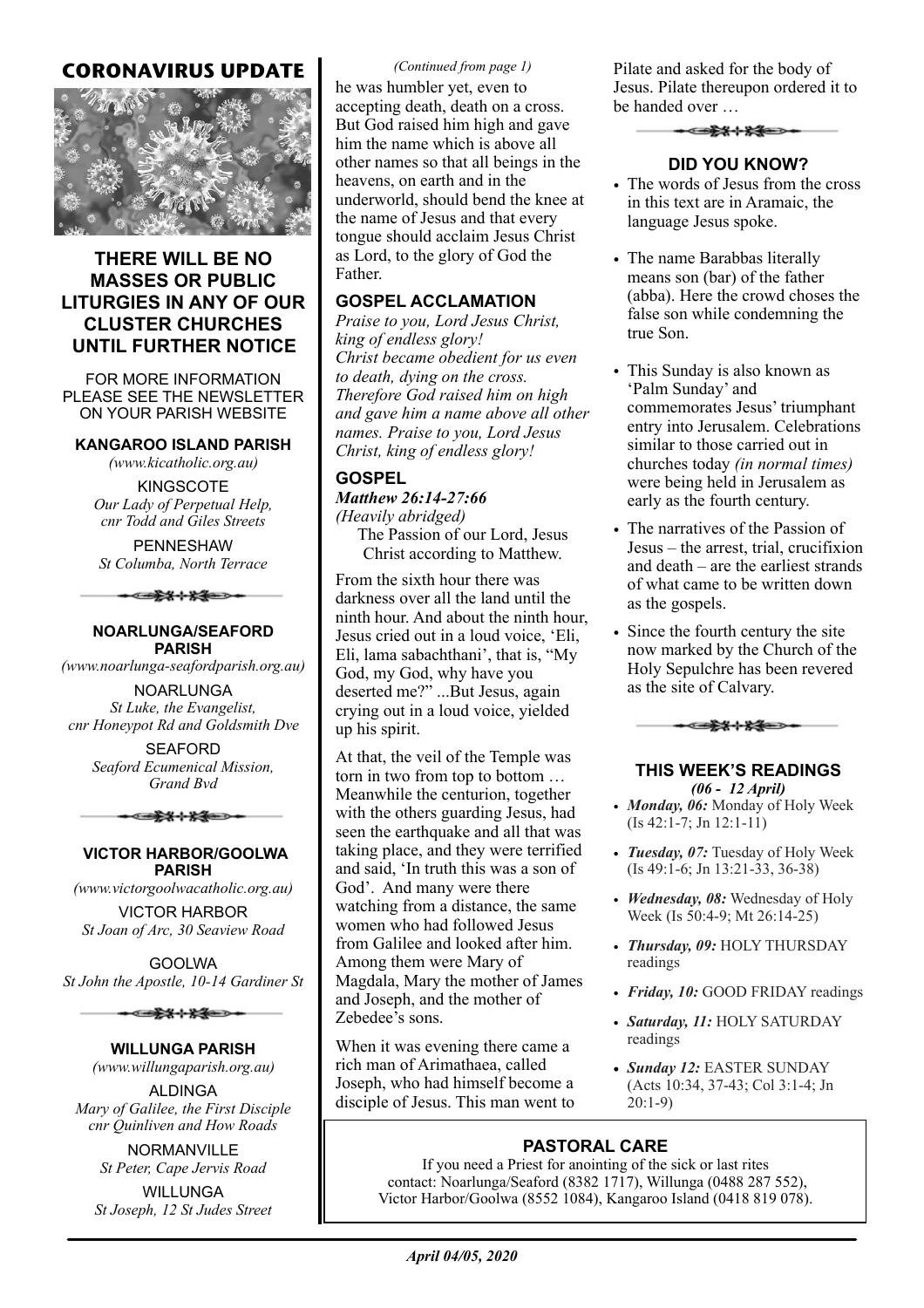## CORONAVIRUS UPDATE

### THERE WILL BE NO MASSES OR PUBLIC LITURGIES IN ANY OF OUR CLUSTER CHURCHES UNTIL FURTHER NOTICE

FOR MORE INFORMATION PLEASE SEE THE NEWSLETTER ON YOUR PARISH WEBSITE

**KANGAROO ISLAND PARISH**
*(www.kicatholic.org.au)*

KINGSCOTE
*Our Lady of Perpetual Help, cnr Todd and Giles Streets*

PENNESHAW
*St Columba, North Terrace*

**NOARLUNGA/SEAFORD PARISH**
*(www.noarlunga-seafordparish.org.au)*

NOARLUNGA
*St Luke, the Evangelist, cnr Honeypot Rd and Goldsmith Dve*

SEAFORD
*Seaford Ecumenical Mission, Grand Bvd*

**VICTOR HARBOR/GOOLWA PARISH**
*(www.victorgoolwacatholic.org.au)*

VICTOR HARBOR
*St Joan of Arc, 30 Seaview Road*

GOOLWA
*St John the Apostle, 10-14 Gardiner St*

**WILLUNGA PARISH**
*(www.willungaparish.org.au)*

ALDINGA
*Mary of Galilee, the First Disciple cnr Quinliven and How Roads*

NORMANVILLE
*St Peter, Cape Jervis Road*

WILLUNGA
*St Joseph, 12 St Judes Street*

*(Continued from page 1)*

he was humbler yet, even to accepting death, death on a cross. But God raised him high and gave him the name which is above all other names so that all beings in the heavens, on earth and in the underworld, should bend the knee at the name of Jesus and that every tongue should acclaim Jesus Christ as Lord, to the glory of God the Father.

### GOSPEL ACCLAMATION

*Praise to you, Lord Jesus Christ, king of endless glory! Christ became obedient for us even to death, dying on the cross. Therefore God raised him on high and gave him a name above all other names. Praise to you, Lord Jesus Christ, king of endless glory!*

### GOSPEL

***Matthew 26:14-27:66***
*(Heavily abridged)*
The Passion of our Lord, Jesus Christ according to Matthew.

From the sixth hour there was darkness over all the land until the ninth hour. And about the ninth hour, Jesus cried out in a loud voice, 'Eli, Eli, lama sabachthani', that is, "My God, my God, why have you deserted me?" ...But Jesus, again crying out in a loud voice, yielded up his spirit.

At that, the veil of the Temple was torn in two from top to bottom … Meanwhile the centurion, together with the others guarding Jesus, had seen the earthquake and all that was taking place, and they were terrified and said, 'In truth this was a son of God'. And many were there watching from a distance, the same women who had followed Jesus from Galilee and looked after him. Among them were Mary of Magdala, Mary the mother of James and Joseph, and the mother of Zebedee's sons.

When it was evening there came a rich man of Arimathaea, called Joseph, who had himself become a disciple of Jesus. This man went to Pilate and asked for the body of Jesus. Pilate thereupon ordered it to be handed over …

### DID YOU KNOW?

- The words of Jesus from the cross in this text are in Aramaic, the language Jesus spoke.
- The name Barabbas literally means son (bar) of the father (abba). Here the crowd choses the false son while condemning the true Son.
- This Sunday is also known as 'Palm Sunday' and commemorates Jesus' triumphant entry into Jerusalem. Celebrations similar to those carried out in churches today *(in normal times)* were being held in Jerusalem as early as the fourth century.
- The narratives of the Passion of Jesus – the arrest, trial, crucifixion and death – are the earliest strands of what came to be written down as the gospels.
- Since the fourth century the site now marked by the Church of the Holy Sepulchre has been revered as the site of Calvary.

### THIS WEEK'S READINGS
*(06 - 12 April)*

- ***Monday, 06:*** Monday of Holy Week (Is 42:1-7; Jn 12:1-11)
- ***Tuesday, 07:*** Tuesday of Holy Week (Is 49:1-6; Jn 13:21-33, 36-38)
- ***Wednesday, 08:*** Wednesday of Holy Week (Is 50:4-9; Mt 26:14-25)
- ***Thursday, 09:*** HOLY THURSDAY readings
- ***Friday, 10:*** GOOD FRIDAY readings
- ***Saturday, 11:*** HOLY SATURDAY readings
- ***Sunday 12:*** EASTER SUNDAY (Acts 10:34, 37-43; Col 3:1-4; Jn 20:1-9)

### PASTORAL CARE

If you need a Priest for anointing of the sick or last rites contact: Noarlunga/Seaford (8382 1717), Willunga (0488 287 552), Victor Harbor/Goolwa (8552 1084), Kangaroo Island (0418 819 078).

*April 04/05, 2020*